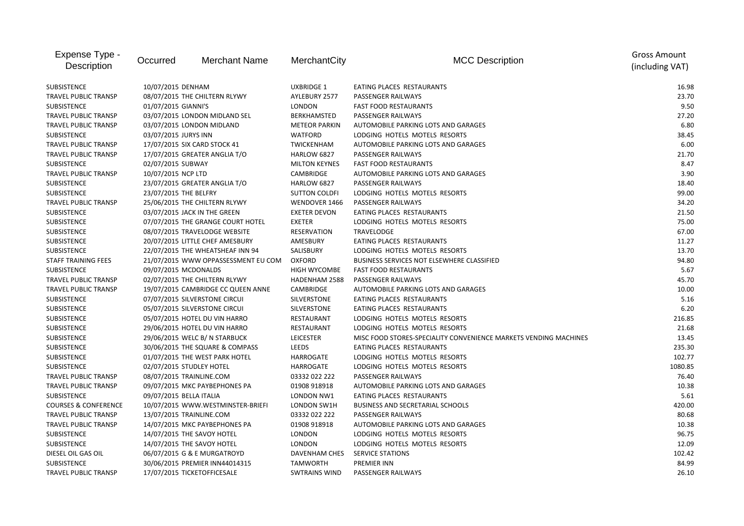| Expense Type - Description | Occurred | Merchant Name | MerchantCity | MCC Description | Gross Amount (including VAT) |
|---|---|---|---|---|---|
| SUBSISTENCE | 10/07/2015 | DENHAM | UXBRIDGE 1 | EATING PLACES RESTAURANTS | 16.98 |
| TRAVEL PUBLIC TRANSP | 08/07/2015 | THE CHILTERN RLYWY | AYLEBURY 2577 | PASSENGER RAILWAYS | 23.70 |
| SUBSISTENCE | 01/07/2015 | GIANNI'S | LONDON | FAST FOOD RESTAURANTS | 9.50 |
| TRAVEL PUBLIC TRANSP | 03/07/2015 | LONDON MIDLAND SEL | BERKHAMSTED | PASSENGER RAILWAYS | 27.20 |
| TRAVEL PUBLIC TRANSP | 03/07/2015 | LONDON MIDLAND | METEOR PARKIN | AUTOMOBILE PARKING LOTS AND GARAGES | 6.80 |
| SUBSISTENCE | 03/07/2015 | JURYS INN | WATFORD | LODGING HOTELS MOTELS RESORTS | 38.45 |
| TRAVEL PUBLIC TRANSP | 17/07/2015 | SIX CARD STOCK 41 | TWICKENHAM | AUTOMOBILE PARKING LOTS AND GARAGES | 6.00 |
| TRAVEL PUBLIC TRANSP | 17/07/2015 | GREATER ANGLIA T/O | HARLOW 6827 | PASSENGER RAILWAYS | 21.70 |
| SUBSISTENCE | 02/07/2015 | SUBWAY | MILTON KEYNES | FAST FOOD RESTAURANTS | 8.47 |
| TRAVEL PUBLIC TRANSP | 10/07/2015 | NCP LTD | CAMBRIDGE | AUTOMOBILE PARKING LOTS AND GARAGES | 3.90 |
| SUBSISTENCE | 23/07/2015 | GREATER ANGLIA T/O | HARLOW 6827 | PASSENGER RAILWAYS | 18.40 |
| SUBSISTENCE | 23/07/2015 | THE BELFRY | SUTTON COLDFI | LODGING HOTELS MOTELS RESORTS | 99.00 |
| TRAVEL PUBLIC TRANSP | 25/06/2015 | THE CHILTERN RLYWY | WENDOVER 1466 | PASSENGER RAILWAYS | 34.20 |
| SUBSISTENCE | 03/07/2015 | JACK IN THE GREEN | EXETER DEVON | EATING PLACES RESTAURANTS | 21.50 |
| SUBSISTENCE | 07/07/2015 | THE GRANGE COURT HOTEL | EXETER | LODGING HOTELS MOTELS RESORTS | 75.00 |
| SUBSISTENCE | 08/07/2015 | TRAVELODGE WEBSITE | RESERVATION | TRAVELODGE | 67.00 |
| SUBSISTENCE | 20/07/2015 | LITTLE CHEF AMESBURY | AMESBURY | EATING PLACES RESTAURANTS | 11.27 |
| SUBSISTENCE | 22/07/2015 | THE WHEATSHEAF INN 94 | SALISBURY | LODGING HOTELS MOTELS RESORTS | 13.70 |
| STAFF TRAINING FEES | 21/07/2015 | WWW OPPASSESSMENT EU COM | OXFORD | BUSINESS SERVICES NOT ELSEWHERE CLASSIFIED | 94.80 |
| SUBSISTENCE | 09/07/2015 | MCDONALDS | HIGH WYCOMBE | FAST FOOD RESTAURANTS | 5.67 |
| TRAVEL PUBLIC TRANSP | 02/07/2015 | THE CHILTERN RLYWY | HADENHAM 2588 | PASSENGER RAILWAYS | 45.70 |
| TRAVEL PUBLIC TRANSP | 19/07/2015 | CAMBRIDGE CC QUEEN ANNE | CAMBRIDGE | AUTOMOBILE PARKING LOTS AND GARAGES | 10.00 |
| SUBSISTENCE | 07/07/2015 | SILVERSTONE CIRCUI | SILVERSTONE | EATING PLACES RESTAURANTS | 5.16 |
| SUBSISTENCE | 05/07/2015 | SILVERSTONE CIRCUI | SILVERSTONE | EATING PLACES RESTAURANTS | 6.20 |
| SUBSISTENCE | 05/07/2015 | HOTEL DU VIN HARRO | RESTAURANT | LODGING HOTELS MOTELS RESORTS | 216.85 |
| SUBSISTENCE | 29/06/2015 | HOTEL DU VIN HARRO | RESTAURANT | LODGING HOTELS MOTELS RESORTS | 21.68 |
| SUBSISTENCE | 29/06/2015 | WELC B/ N STARBUCK | LEICESTER | MISC FOOD STORES-SPECIALITY CONVENIENCE MARKETS VENDING MACHINES | 13.45 |
| SUBSISTENCE | 30/06/2015 | THE SQUARE & COMPASS | LEEDS | EATING PLACES RESTAURANTS | 235.30 |
| SUBSISTENCE | 01/07/2015 | THE WEST PARK HOTEL | HARROGATE | LODGING HOTELS MOTELS RESORTS | 102.77 |
| SUBSISTENCE | 02/07/2015 | STUDLEY HOTEL | HARROGATE | LODGING HOTELS MOTELS RESORTS | 1080.85 |
| TRAVEL PUBLIC TRANSP | 08/07/2015 | TRAINLINE.COM | 03332 022 222 | PASSENGER RAILWAYS | 76.40 |
| TRAVEL PUBLIC TRANSP | 09/07/2015 | MKC PAYBEPHONES PA | 01908 918918 | AUTOMOBILE PARKING LOTS AND GARAGES | 10.38 |
| SUBSISTENCE | 09/07/2015 | BELLA ITALIA | LONDON NW1 | EATING PLACES RESTAURANTS | 5.61 |
| COURSES & CONFERENCE | 10/07/2015 | WWW.WESTMINSTER-BRIEFI | LONDON SW1H | BUSINESS AND SECRETARIAL SCHOOLS | 420.00 |
| TRAVEL PUBLIC TRANSP | 13/07/2015 | TRAINLINE.COM | 03332 022 222 | PASSENGER RAILWAYS | 80.68 |
| TRAVEL PUBLIC TRANSP | 14/07/2015 | MKC PAYBEPHONES PA | 01908 918918 | AUTOMOBILE PARKING LOTS AND GARAGES | 10.38 |
| SUBSISTENCE | 14/07/2015 | THE SAVOY HOTEL | LONDON | LODGING HOTELS MOTELS RESORTS | 96.75 |
| SUBSISTENCE | 14/07/2015 | THE SAVOY HOTEL | LONDON | LODGING HOTELS MOTELS RESORTS | 12.09 |
| DIESEL OIL GAS OIL | 06/07/2015 | G & E MURGATROYD | DAVENHAM CHES | SERVICE STATIONS | 102.42 |
| SUBSISTENCE | 30/06/2015 | PREMIER INN44014315 | TAMWORTH | PREMIER INN | 84.99 |
| TRAVEL PUBLIC TRANSP | 17/07/2015 | TICKETOFFICESALE | SWTRAINS WIND | PASSENGER RAILWAYS | 26.10 |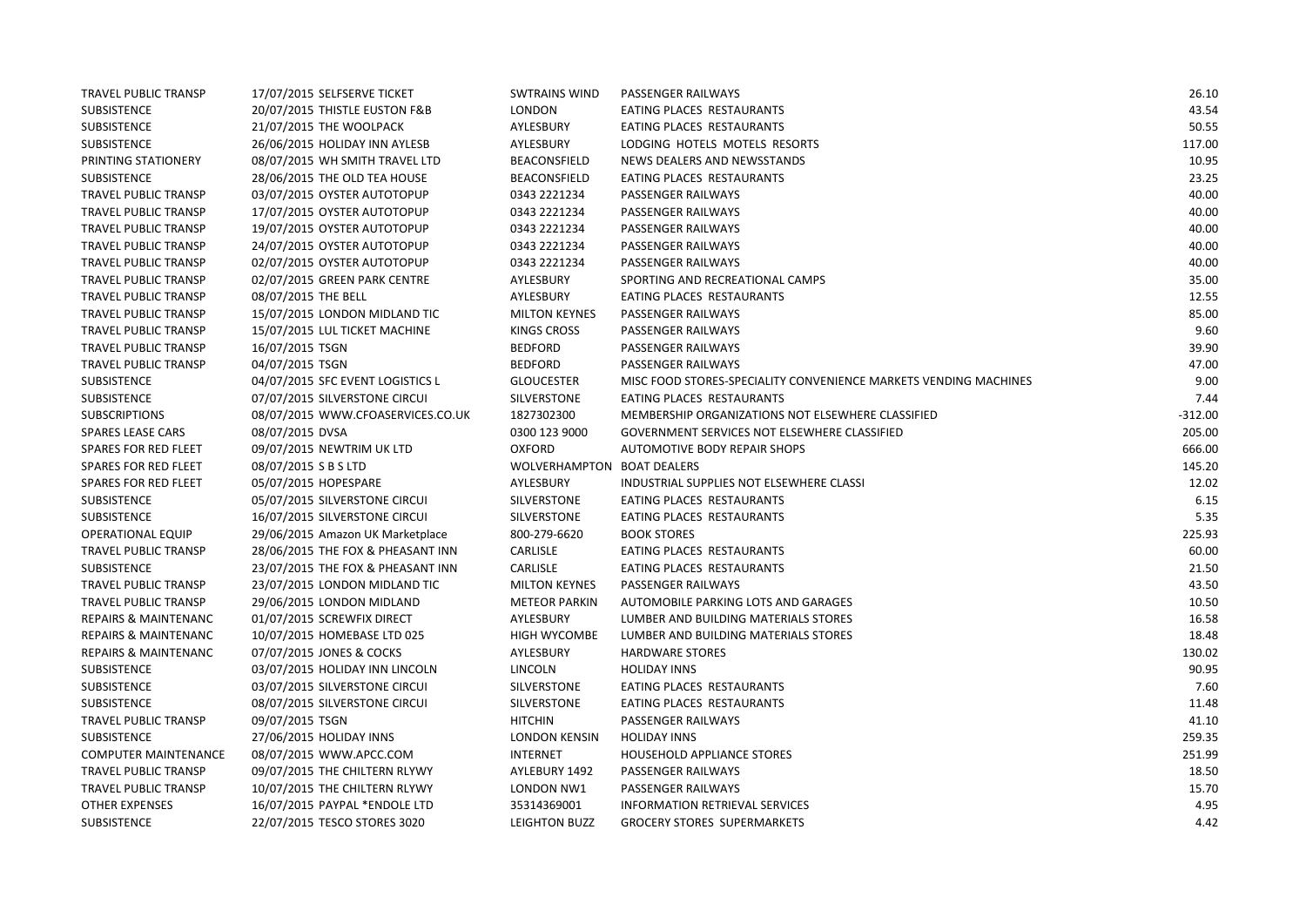| | | | | |
|---|---|---|---|---|
| TRAVEL PUBLIC TRANSP | 17/07/2015 SELFSERVE TICKET | SWTRAINS WIND | PASSENGER RAILWAYS | 26.10 |
| SUBSISTENCE | 20/07/2015 THISTLE EUSTON F&B | LONDON | EATING PLACES RESTAURANTS | 43.54 |
| SUBSISTENCE | 21/07/2015 THE WOOLPACK | AYLESBURY | EATING PLACES RESTAURANTS | 50.55 |
| SUBSISTENCE | 26/06/2015 HOLIDAY INN AYLESB | AYLESBURY | LODGING HOTELS MOTELS RESORTS | 117.00 |
| PRINTING STATIONERY | 08/07/2015 WH SMITH TRAVEL LTD | BEACONSFIELD | NEWS DEALERS AND NEWSSTANDS | 10.95 |
| SUBSISTENCE | 28/06/2015 THE OLD TEA HOUSE | BEACONSFIELD | EATING PLACES RESTAURANTS | 23.25 |
| TRAVEL PUBLIC TRANSP | 03/07/2015 OYSTER AUTOTOPUP | 0343 2221234 | PASSENGER RAILWAYS | 40.00 |
| TRAVEL PUBLIC TRANSP | 17/07/2015 OYSTER AUTOTOPUP | 0343 2221234 | PASSENGER RAILWAYS | 40.00 |
| TRAVEL PUBLIC TRANSP | 19/07/2015 OYSTER AUTOTOPUP | 0343 2221234 | PASSENGER RAILWAYS | 40.00 |
| TRAVEL PUBLIC TRANSP | 24/07/2015 OYSTER AUTOTOPUP | 0343 2221234 | PASSENGER RAILWAYS | 40.00 |
| TRAVEL PUBLIC TRANSP | 02/07/2015 OYSTER AUTOTOPUP | 0343 2221234 | PASSENGER RAILWAYS | 40.00 |
| TRAVEL PUBLIC TRANSP | 02/07/2015 GREEN PARK CENTRE | AYLESBURY | SPORTING AND RECREATIONAL CAMPS | 35.00 |
| TRAVEL PUBLIC TRANSP | 08/07/2015 THE BELL | AYLESBURY | EATING PLACES RESTAURANTS | 12.55 |
| TRAVEL PUBLIC TRANSP | 15/07/2015 LONDON MIDLAND TIC | MILTON KEYNES | PASSENGER RAILWAYS | 85.00 |
| TRAVEL PUBLIC TRANSP | 15/07/2015 LUL TICKET MACHINE | KINGS CROSS | PASSENGER RAILWAYS | 9.60 |
| TRAVEL PUBLIC TRANSP | 16/07/2015 TSGN | BEDFORD | PASSENGER RAILWAYS | 39.90 |
| TRAVEL PUBLIC TRANSP | 04/07/2015 TSGN | BEDFORD | PASSENGER RAILWAYS | 47.00 |
| SUBSISTENCE | 04/07/2015 SFC EVENT LOGISTICS L | GLOUCESTER | MISC FOOD STORES-SPECIALITY CONVENIENCE MARKETS VENDING MACHINES | 9.00 |
| SUBSISTENCE | 07/07/2015 SILVERSTONE CIRCUI | SILVERSTONE | EATING PLACES RESTAURANTS | 7.44 |
| SUBSCRIPTIONS | 08/07/2015 WWW.CFOASERVICES.CO.UK | 1827302300 | MEMBERSHIP ORGANIZATIONS NOT ELSEWHERE CLASSIFIED | -312.00 |
| SPARES LEASE CARS | 08/07/2015 DVSA | 0300 123 9000 | GOVERNMENT SERVICES NOT ELSEWHERE CLASSIFIED | 205.00 |
| SPARES FOR RED FLEET | 09/07/2015 NEWTRIM UK LTD | OXFORD | AUTOMOTIVE BODY REPAIR SHOPS | 666.00 |
| SPARES FOR RED FLEET | 08/07/2015 S B S LTD | WOLVERHAMPTON | BOAT DEALERS | 145.20 |
| SPARES FOR RED FLEET | 05/07/2015 HOPESPARE | AYLESBURY | INDUSTRIAL SUPPLIES NOT ELSEWHERE CLASSI | 12.02 |
| SUBSISTENCE | 05/07/2015 SILVERSTONE CIRCUI | SILVERSTONE | EATING PLACES RESTAURANTS | 6.15 |
| SUBSISTENCE | 16/07/2015 SILVERSTONE CIRCUI | SILVERSTONE | EATING PLACES RESTAURANTS | 5.35 |
| OPERATIONAL EQUIP | 29/06/2015 Amazon UK Marketplace | 800-279-6620 | BOOK STORES | 225.93 |
| TRAVEL PUBLIC TRANSP | 28/06/2015 THE FOX & PHEASANT INN | CARLISLE | EATING PLACES RESTAURANTS | 60.00 |
| SUBSISTENCE | 23/07/2015 THE FOX & PHEASANT INN | CARLISLE | EATING PLACES RESTAURANTS | 21.50 |
| TRAVEL PUBLIC TRANSP | 23/07/2015 LONDON MIDLAND TIC | MILTON KEYNES | PASSENGER RAILWAYS | 43.50 |
| TRAVEL PUBLIC TRANSP | 29/06/2015 LONDON MIDLAND | METEOR PARKIN | AUTOMOBILE PARKING LOTS AND GARAGES | 10.50 |
| REPAIRS & MAINTENANC | 01/07/2015 SCREWFIX DIRECT | AYLESBURY | LUMBER AND BUILDING MATERIALS STORES | 16.58 |
| REPAIRS & MAINTENANC | 10/07/2015 HOMEBASE LTD 025 | HIGH WYCOMBE | LUMBER AND BUILDING MATERIALS STORES | 18.48 |
| REPAIRS & MAINTENANC | 07/07/2015 JONES & COCKS | AYLESBURY | HARDWARE STORES | 130.02 |
| SUBSISTENCE | 03/07/2015 HOLIDAY INN LINCOLN | LINCOLN | HOLIDAY INNS | 90.95 |
| SUBSISTENCE | 03/07/2015 SILVERSTONE CIRCUI | SILVERSTONE | EATING PLACES RESTAURANTS | 7.60 |
| SUBSISTENCE | 08/07/2015 SILVERSTONE CIRCUI | SILVERSTONE | EATING PLACES RESTAURANTS | 11.48 |
| TRAVEL PUBLIC TRANSP | 09/07/2015 TSGN | HITCHIN | PASSENGER RAILWAYS | 41.10 |
| SUBSISTENCE | 27/06/2015 HOLIDAY INNS | LONDON KENSIN | HOLIDAY INNS | 259.35 |
| COMPUTER MAINTENANCE | 08/07/2015 WWW.APCC.COM | INTERNET | HOUSEHOLD APPLIANCE STORES | 251.99 |
| TRAVEL PUBLIC TRANSP | 09/07/2015 THE CHILTERN RLYWY | AYLEBURY 1492 | PASSENGER RAILWAYS | 18.50 |
| TRAVEL PUBLIC TRANSP | 10/07/2015 THE CHILTERN RLYWY | LONDON NW1 | PASSENGER RAILWAYS | 15.70 |
| OTHER EXPENSES | 16/07/2015 PAYPAL *ENDOLE LTD | 35314369001 | INFORMATION RETRIEVAL SERVICES | 4.95 |
| SUBSISTENCE | 22/07/2015 TESCO STORES 3020 | LEIGHTON BUZZ | GROCERY STORES SUPERMARKETS | 4.42 |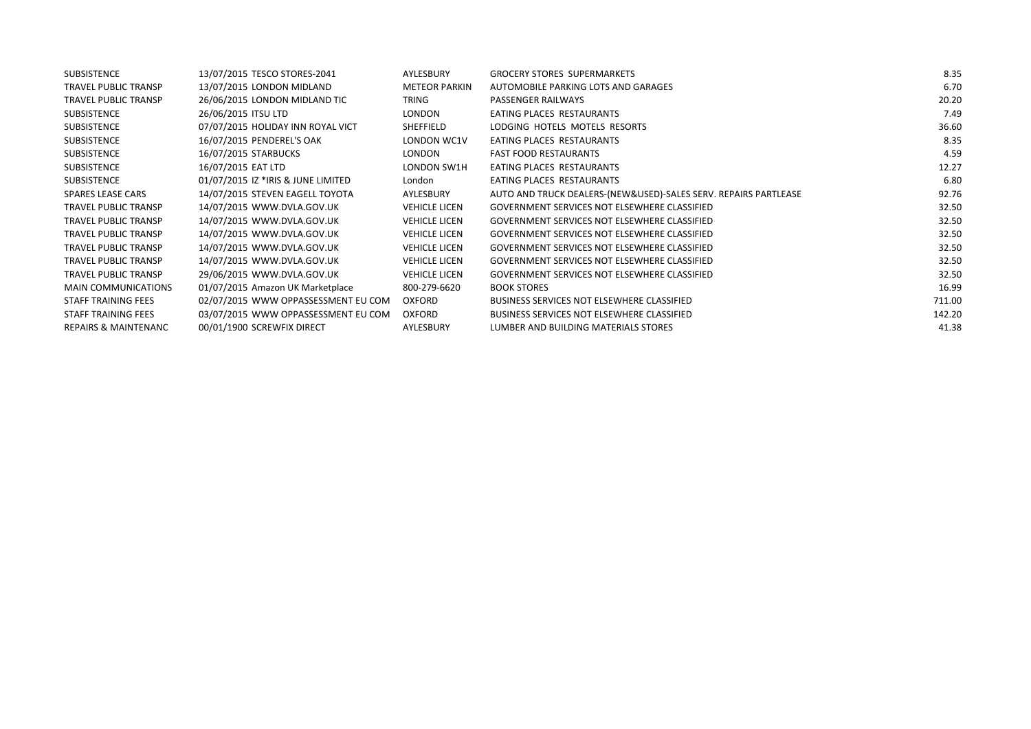| | | | | | |
|---|---|---|---|---|---|
| SUBSISTENCE | 13/07/2015 | TESCO STORES-2041 | AYLESBURY | GROCERY STORES SUPERMARKETS | 8.35 |
| TRAVEL PUBLIC TRANSP | 13/07/2015 | LONDON MIDLAND | METEOR PARKIN | AUTOMOBILE PARKING LOTS AND GARAGES | 6.70 |
| TRAVEL PUBLIC TRANSP | 26/06/2015 | LONDON MIDLAND TIC | TRING | PASSENGER RAILWAYS | 20.20 |
| SUBSISTENCE | 26/06/2015 | ITSU LTD | LONDON | EATING PLACES RESTAURANTS | 7.49 |
| SUBSISTENCE | 07/07/2015 | HOLIDAY INN ROYAL VICT | SHEFFIELD | LODGING HOTELS MOTELS RESORTS | 36.60 |
| SUBSISTENCE | 16/07/2015 | PENDEREL'S OAK | LONDON WC1V | EATING PLACES RESTAURANTS | 8.35 |
| SUBSISTENCE | 16/07/2015 | STARBUCKS | LONDON | FAST FOOD RESTAURANTS | 4.59 |
| SUBSISTENCE | 16/07/2015 | EAT LTD | LONDON SW1H | EATING PLACES RESTAURANTS | 12.27 |
| SUBSISTENCE | 01/07/2015 | IZ *IRIS & JUNE LIMITED | London | EATING PLACES RESTAURANTS | 6.80 |
| SPARES LEASE CARS | 14/07/2015 | STEVEN EAGELL TOYOTA | AYLESBURY | AUTO AND TRUCK DEALERS-(NEW&USED)-SALES SERV. REPAIRS PARTLEASE | 92.76 |
| TRAVEL PUBLIC TRANSP | 14/07/2015 | WWW.DVLA.GOV.UK | VEHICLE LICEN | GOVERNMENT SERVICES NOT ELSEWHERE CLASSIFIED | 32.50 |
| TRAVEL PUBLIC TRANSP | 14/07/2015 | WWW.DVLA.GOV.UK | VEHICLE LICEN | GOVERNMENT SERVICES NOT ELSEWHERE CLASSIFIED | 32.50 |
| TRAVEL PUBLIC TRANSP | 14/07/2015 | WWW.DVLA.GOV.UK | VEHICLE LICEN | GOVERNMENT SERVICES NOT ELSEWHERE CLASSIFIED | 32.50 |
| TRAVEL PUBLIC TRANSP | 14/07/2015 | WWW.DVLA.GOV.UK | VEHICLE LICEN | GOVERNMENT SERVICES NOT ELSEWHERE CLASSIFIED | 32.50 |
| TRAVEL PUBLIC TRANSP | 14/07/2015 | WWW.DVLA.GOV.UK | VEHICLE LICEN | GOVERNMENT SERVICES NOT ELSEWHERE CLASSIFIED | 32.50 |
| TRAVEL PUBLIC TRANSP | 29/06/2015 | WWW.DVLA.GOV.UK | VEHICLE LICEN | GOVERNMENT SERVICES NOT ELSEWHERE CLASSIFIED | 32.50 |
| MAIN COMMUNICATIONS | 01/07/2015 | Amazon UK Marketplace | 800-279-6620 | BOOK STORES | 16.99 |
| STAFF TRAINING FEES | 02/07/2015 | WWW OPPASSESSMENT EU COM | OXFORD | BUSINESS SERVICES NOT ELSEWHERE CLASSIFIED | 711.00 |
| STAFF TRAINING FEES | 03/07/2015 | WWW OPPASSESSMENT EU COM | OXFORD | BUSINESS SERVICES NOT ELSEWHERE CLASSIFIED | 142.20 |
| REPAIRS & MAINTENANC | 00/01/1900 | SCREWFIX DIRECT | AYLESBURY | LUMBER AND BUILDING MATERIALS STORES | 41.38 |